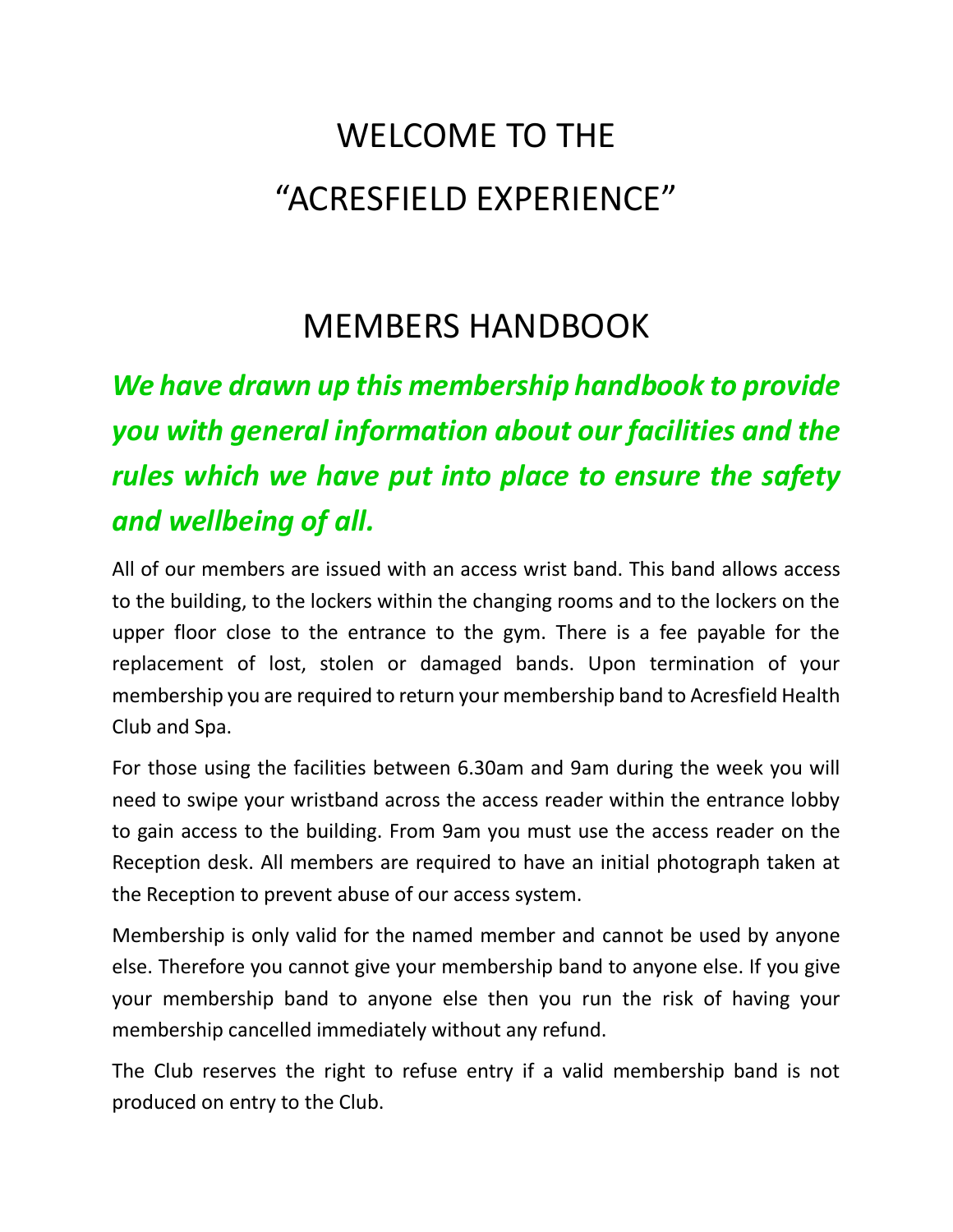# WELCOME TO THE "ACRESFIELD EXPERIENCE"

## MEMBERS HANDBOOK

***We have drawn up this membership handbook to provide you with general information about our facilities and the rules which we have put into place to ensure the safety and wellbeing of all.***

All of our members are issued with an access wrist band. This band allows access to the building, to the lockers within the changing rooms and to the lockers on the upper floor close to the entrance to the gym. There is a fee payable for the replacement of lost, stolen or damaged bands. Upon termination of your membership you are required to return your membership band to Acresfield Health Club and Spa.

For those using the facilities between 6.30am and 9am during the week you will need to swipe your wristband across the access reader within the entrance lobby to gain access to the building. From 9am you must use the access reader on the Reception desk. All members are required to have an initial photograph taken at the Reception to prevent abuse of our access system.

Membership is only valid for the named member and cannot be used by anyone else. Therefore you cannot give your membership band to anyone else. If you give your membership band to anyone else then you run the risk of having your membership cancelled immediately without any refund.

The Club reserves the right to refuse entry if a valid membership band is not produced on entry to the Club.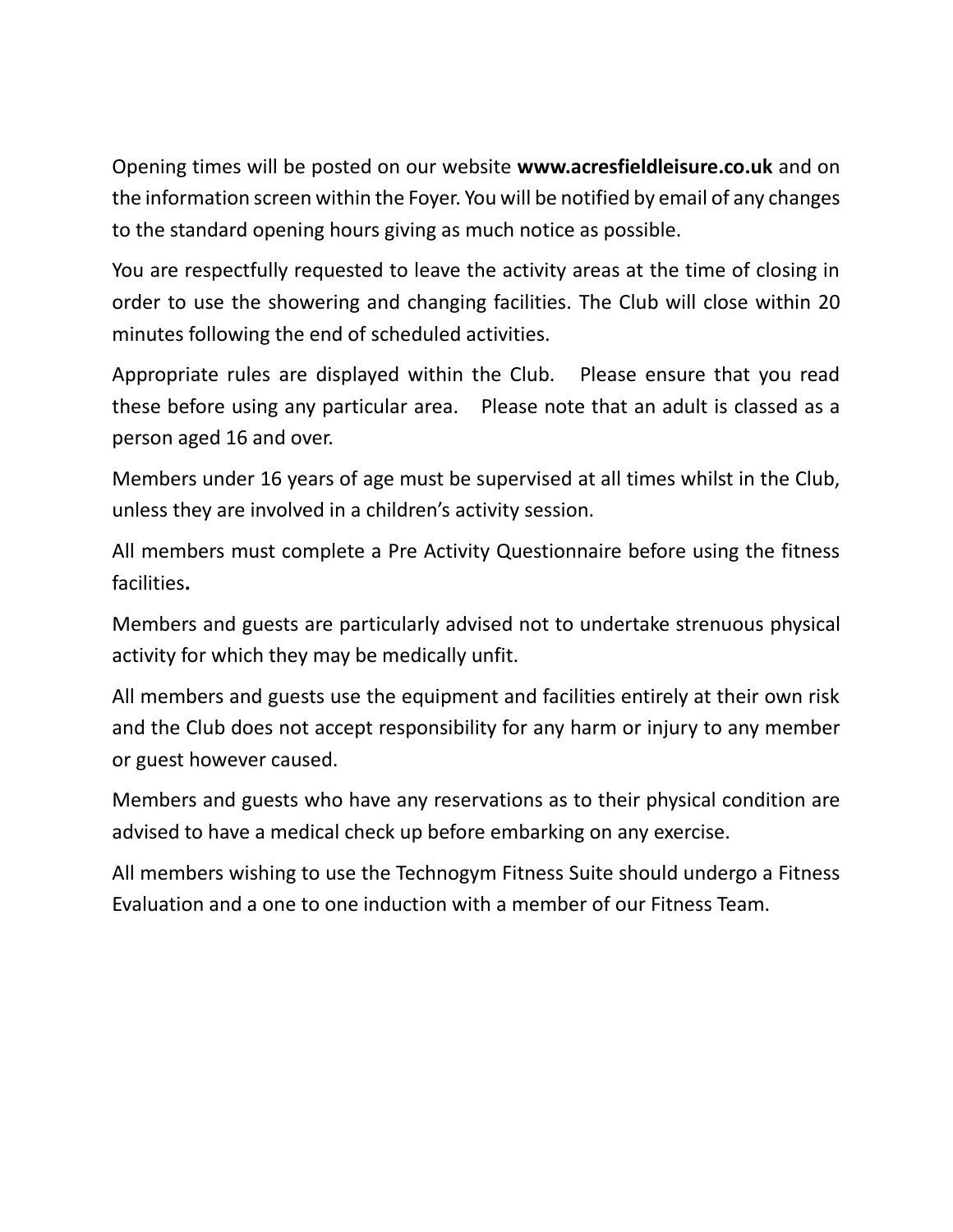Opening times will be posted on our website **www.acresfieldleisure.co.uk** and on the information screen within the Foyer. You will be notified by email of any changes to the standard opening hours giving as much notice as possible.

You are respectfully requested to leave the activity areas at the time of closing in order to use the showering and changing facilities. The Club will close within 20 minutes following the end of scheduled activities.

Appropriate rules are displayed within the Club. Please ensure that you read these before using any particular area. Please note that an adult is classed as a person aged 16 and over.

Members under 16 years of age must be supervised at all times whilst in the Club, unless they are involved in a children's activity session.

All members must complete a Pre Activity Questionnaire before using the fitness facilities**.**

Members and guests are particularly advised not to undertake strenuous physical activity for which they may be medically unfit.

All members and guests use the equipment and facilities entirely at their own risk and the Club does not accept responsibility for any harm or injury to any member or guest however caused.

Members and guests who have any reservations as to their physical condition are advised to have a medical check up before embarking on any exercise.

All members wishing to use the Technogym Fitness Suite should undergo a Fitness Evaluation and a one to one induction with a member of our Fitness Team.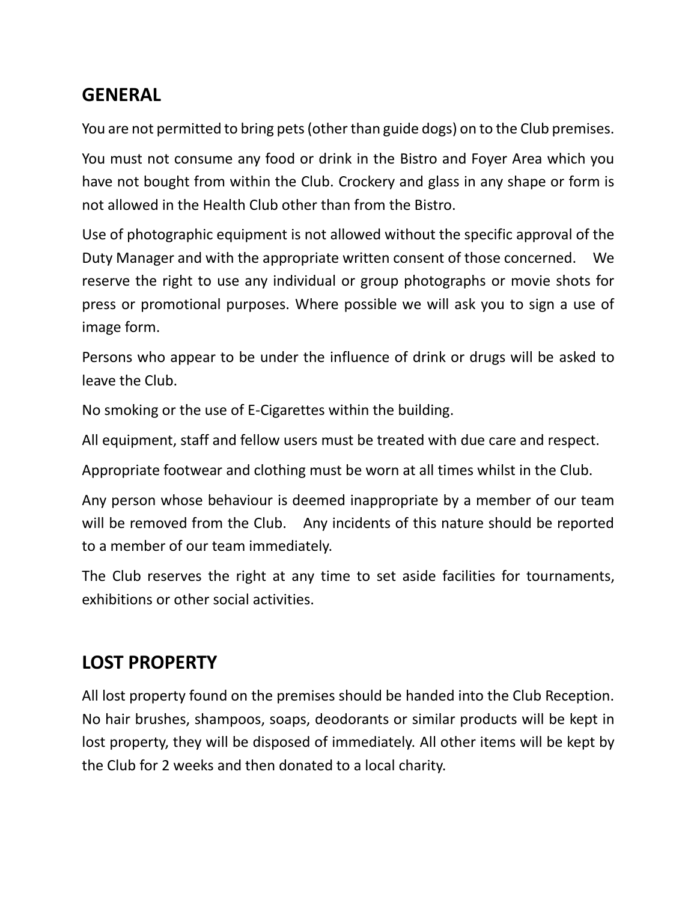## GENERAL

You are not permitted to bring pets (other than guide dogs) on to the Club premises.

You must not consume any food or drink in the Bistro and Foyer Area which you have not bought from within the Club. Crockery and glass in any shape or form is not allowed in the Health Club other than from the Bistro.

Use of photographic equipment is not allowed without the specific approval of the Duty Manager and with the appropriate written consent of those concerned. We reserve the right to use any individual or group photographs or movie shots for press or promotional purposes. Where possible we will ask you to sign a use of image form.

Persons who appear to be under the influence of drink or drugs will be asked to leave the Club.

No smoking or the use of E-Cigarettes within the building.

All equipment, staff and fellow users must be treated with due care and respect.

Appropriate footwear and clothing must be worn at all times whilst in the Club.

Any person whose behaviour is deemed inappropriate by a member of our team will be removed from the Club. Any incidents of this nature should be reported to a member of our team immediately.

The Club reserves the right at any time to set aside facilities for tournaments, exhibitions or other social activities.

## LOST PROPERTY

All lost property found on the premises should be handed into the Club Reception. No hair brushes, shampoos, soaps, deodorants or similar products will be kept in lost property, they will be disposed of immediately. All other items will be kept by the Club for 2 weeks and then donated to a local charity.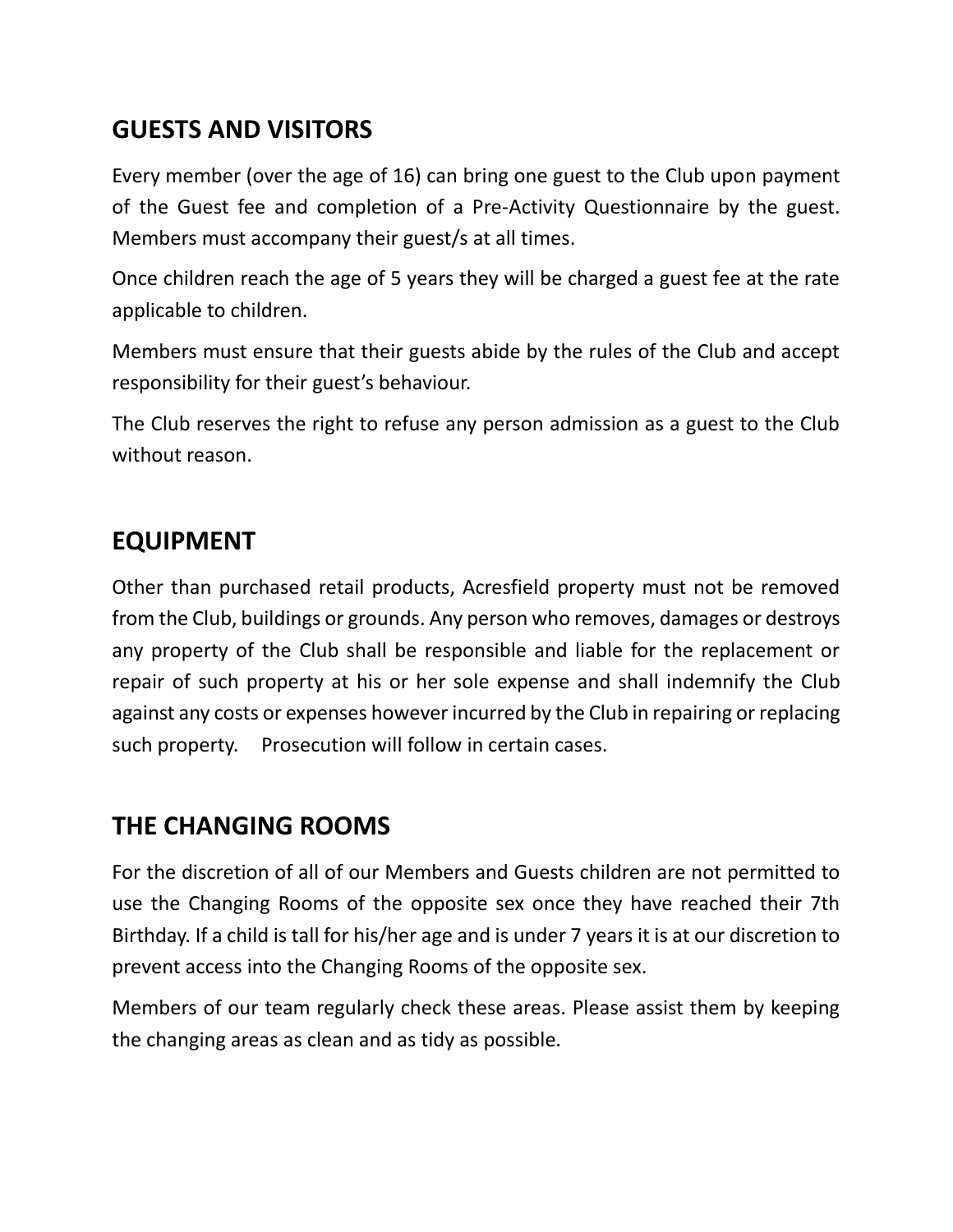## GUESTS AND VISITORS

Every member (over the age of 16) can bring one guest to the Club upon payment of the Guest fee and completion of a Pre-Activity Questionnaire by the guest. Members must accompany their guest/s at all times.

Once children reach the age of 5 years they will be charged a guest fee at the rate applicable to children.

Members must ensure that their guests abide by the rules of the Club and accept responsibility for their guest's behaviour.

The Club reserves the right to refuse any person admission as a guest to the Club without reason.

## EQUIPMENT

Other than purchased retail products, Acresfield property must not be removed from the Club, buildings or grounds. Any person who removes, damages or destroys any property of the Club shall be responsible and liable for the replacement or repair of such property at his or her sole expense and shall indemnify the Club against any costs or expenses however incurred by the Club in repairing or replacing such property. Prosecution will follow in certain cases.

## THE CHANGING ROOMS

For the discretion of all of our Members and Guests children are not permitted to use the Changing Rooms of the opposite sex once they have reached their 7th Birthday. If a child is tall for his/her age and is under 7 years it is at our discretion to prevent access into the Changing Rooms of the opposite sex.

Members of our team regularly check these areas. Please assist them by keeping the changing areas as clean and as tidy as possible.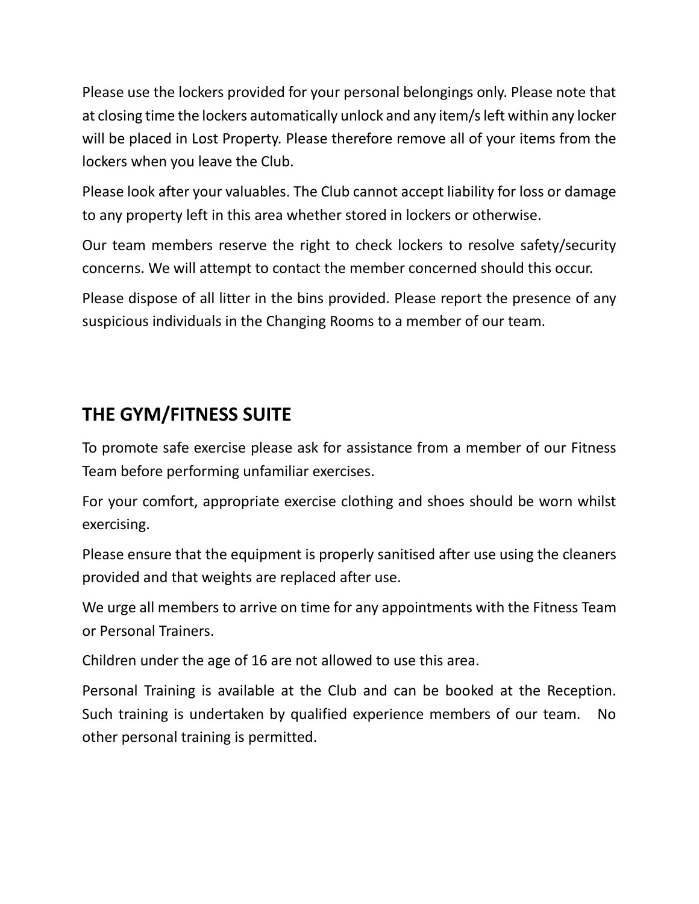Please use the lockers provided for your personal belongings only. Please note that at closing time the lockers automatically unlock and any item/s left within any locker will be placed in Lost Property. Please therefore remove all of your items from the lockers when you leave the Club.

Please look after your valuables. The Club cannot accept liability for loss or damage to any property left in this area whether stored in lockers or otherwise.

Our team members reserve the right to check lockers to resolve safety/security concerns. We will attempt to contact the member concerned should this occur.

Please dispose of all litter in the bins provided. Please report the presence of any suspicious individuals in the Changing Rooms to a member of our team.

## THE GYM/FITNESS SUITE

To promote safe exercise please ask for assistance from a member of our Fitness Team before performing unfamiliar exercises.

For your comfort, appropriate exercise clothing and shoes should be worn whilst exercising.

Please ensure that the equipment is properly sanitised after use using the cleaners provided and that weights are replaced after use.

We urge all members to arrive on time for any appointments with the Fitness Team or Personal Trainers.

Children under the age of 16 are not allowed to use this area.

Personal Training is available at the Club and can be booked at the Reception. Such training is undertaken by qualified experience members of our team. No other personal training is permitted.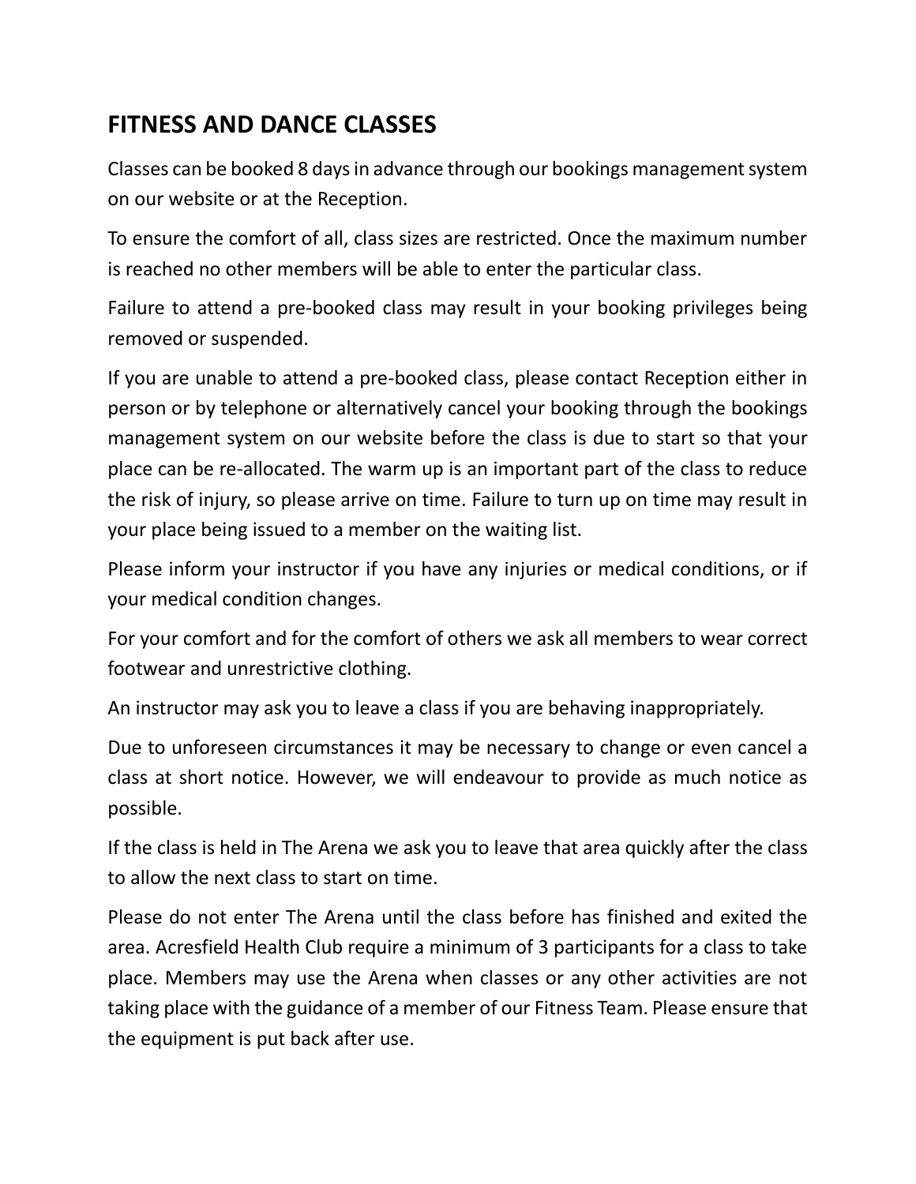## FITNESS AND DANCE CLASSES

Classes can be booked 8 days in advance through our bookings management system on our website or at the Reception.

To ensure the comfort of all, class sizes are restricted. Once the maximum number is reached no other members will be able to enter the particular class.

Failure to attend a pre-booked class may result in your booking privileges being removed or suspended.

If you are unable to attend a pre-booked class, please contact Reception either in person or by telephone or alternatively cancel your booking through the bookings management system on our website before the class is due to start so that your place can be re-allocated. The warm up is an important part of the class to reduce the risk of injury, so please arrive on time. Failure to turn up on time may result in your place being issued to a member on the waiting list.

Please inform your instructor if you have any injuries or medical conditions, or if your medical condition changes.

For your comfort and for the comfort of others we ask all members to wear correct footwear and unrestrictive clothing.

An instructor may ask you to leave a class if you are behaving inappropriately.

Due to unforeseen circumstances it may be necessary to change or even cancel a class at short notice. However, we will endeavour to provide as much notice as possible.

If the class is held in The Arena we ask you to leave that area quickly after the class to allow the next class to start on time.

Please do not enter The Arena until the class before has finished and exited the area. Acresfield Health Club require a minimum of 3 participants for a class to take place. Members may use the Arena when classes or any other activities are not taking place with the guidance of a member of our Fitness Team. Please ensure that the equipment is put back after use.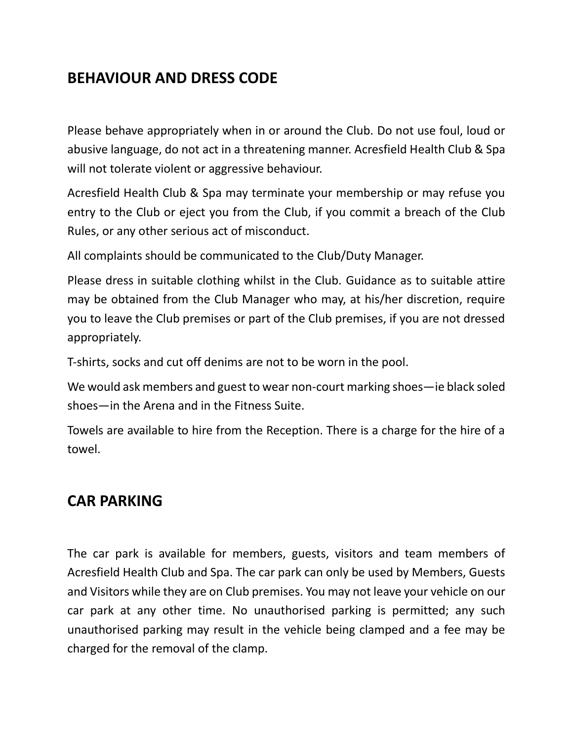## BEHAVIOUR AND DRESS CODE

Please behave appropriately when in or around the Club. Do not use foul, loud or abusive language, do not act in a threatening manner. Acresfield Health Club & Spa will not tolerate violent or aggressive behaviour.

Acresfield Health Club & Spa may terminate your membership or may refuse you entry to the Club or eject you from the Club, if you commit a breach of the Club Rules, or any other serious act of misconduct.

All complaints should be communicated to the Club/Duty Manager.

Please dress in suitable clothing whilst in the Club. Guidance as to suitable attire may be obtained from the Club Manager who may, at his/her discretion, require you to leave the Club premises or part of the Club premises, if you are not dressed appropriately.

T-shirts, socks and cut off denims are not to be worn in the pool.

We would ask members and guest to wear non-court marking shoes—ie black soled shoes—in the Arena and in the Fitness Suite.

Towels are available to hire from the Reception. There is a charge for the hire of a towel.

## CAR PARKING

The car park is available for members, guests, visitors and team members of Acresfield Health Club and Spa. The car park can only be used by Members, Guests and Visitors while they are on Club premises. You may not leave your vehicle on our car park at any other time. No unauthorised parking is permitted; any such unauthorised parking may result in the vehicle being clamped and a fee may be charged for the removal of the clamp.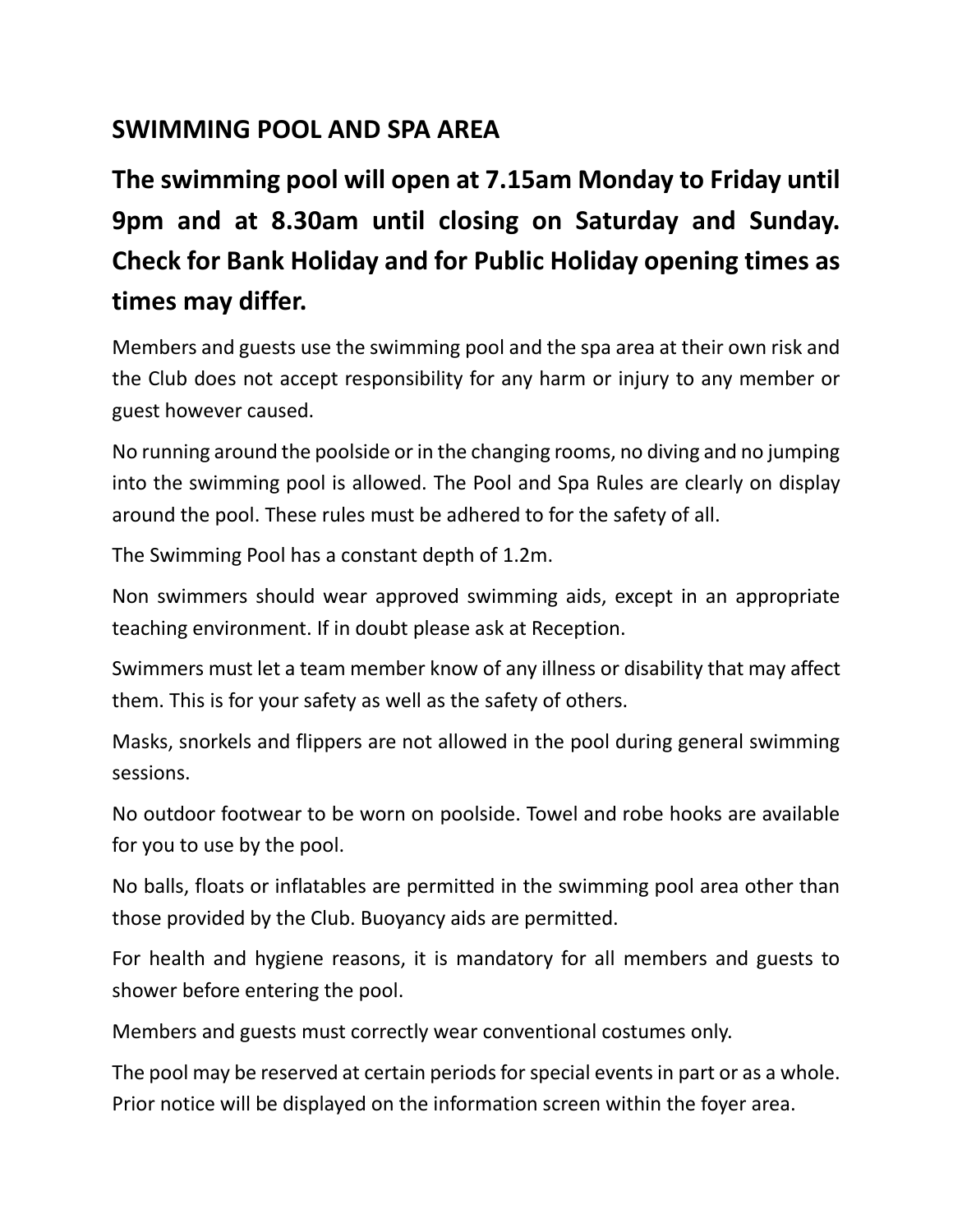## SWIMMING POOL AND SPA AREA

**The swimming pool will open at 7.15am Monday to Friday until 9pm and at 8.30am until closing on Saturday and Sunday. Check for Bank Holiday and for Public Holiday opening times as times may differ.**

Members and guests use the swimming pool and the spa area at their own risk and the Club does not accept responsibility for any harm or injury to any member or guest however caused.

No running around the poolside or in the changing rooms, no diving and no jumping into the swimming pool is allowed. The Pool and Spa Rules are clearly on display around the pool. These rules must be adhered to for the safety of all.

The Swimming Pool has a constant depth of 1.2m.

Non swimmers should wear approved swimming aids, except in an appropriate teaching environment. If in doubt please ask at Reception.

Swimmers must let a team member know of any illness or disability that may affect them. This is for your safety as well as the safety of others.

Masks, snorkels and flippers are not allowed in the pool during general swimming sessions.

No outdoor footwear to be worn on poolside. Towel and robe hooks are available for you to use by the pool.

No balls, floats or inflatables are permitted in the swimming pool area other than those provided by the Club. Buoyancy aids are permitted.

For health and hygiene reasons, it is mandatory for all members and guests to shower before entering the pool.

Members and guests must correctly wear conventional costumes only.

The pool may be reserved at certain periods for special events in part or as a whole. Prior notice will be displayed on the information screen within the foyer area.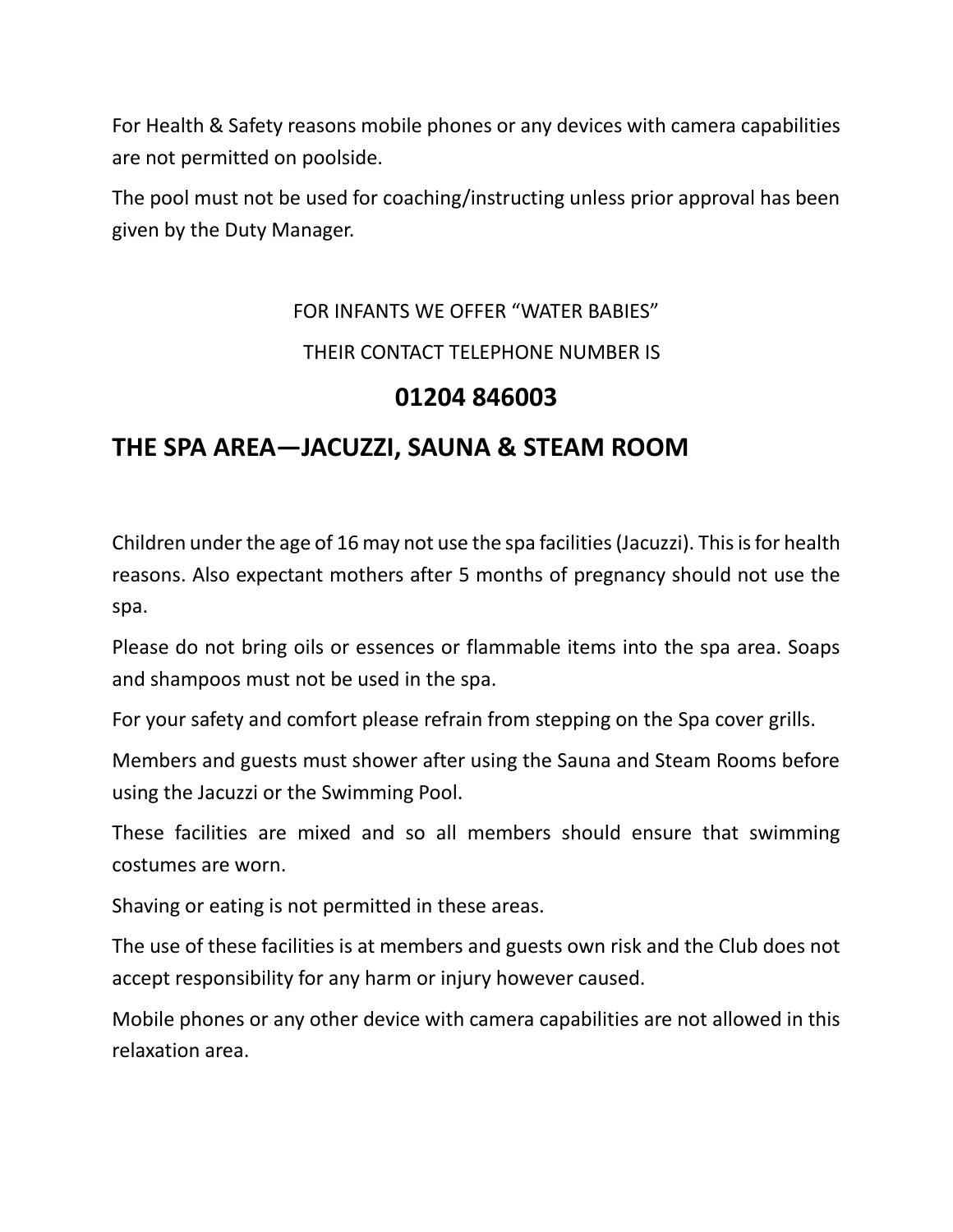For Health & Safety reasons mobile phones or any devices with camera capabilities are not permitted on poolside.

The pool must not be used for coaching/instructing unless prior approval has been given by the Duty Manager.

FOR INFANTS WE OFFER "WATER BABIES"

THEIR CONTACT TELEPHONE NUMBER IS

**01204 846003**

## THE SPA AREA—JACUZZI, SAUNA & STEAM ROOM

Children under the age of 16 may not use the spa facilities (Jacuzzi). This is for health reasons. Also expectant mothers after 5 months of pregnancy should not use the spa.

Please do not bring oils or essences or flammable items into the spa area. Soaps and shampoos must not be used in the spa.

For your safety and comfort please refrain from stepping on the Spa cover grills.

Members and guests must shower after using the Sauna and Steam Rooms before using the Jacuzzi or the Swimming Pool.

These facilities are mixed and so all members should ensure that swimming costumes are worn.

Shaving or eating is not permitted in these areas.

The use of these facilities is at members and guests own risk and the Club does not accept responsibility for any harm or injury however caused.

Mobile phones or any other device with camera capabilities are not allowed in this relaxation area.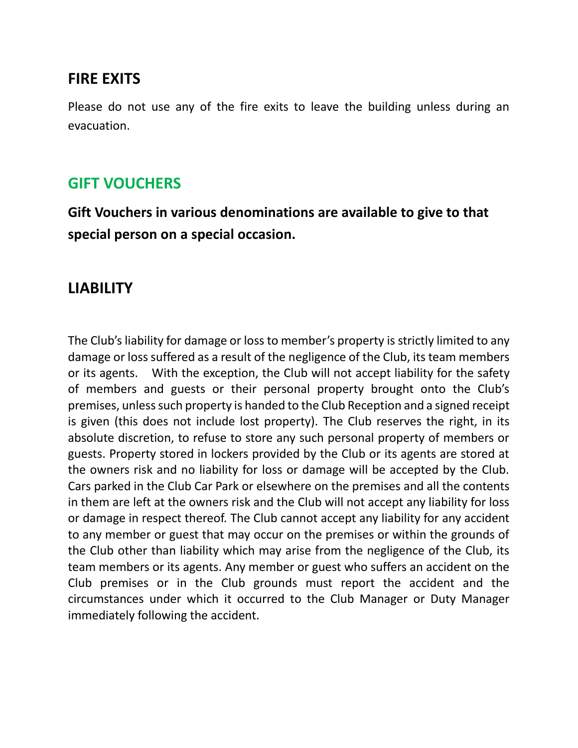## FIRE EXITS

Please do not use any of the fire exits to leave the building unless during an evacuation.

## GIFT VOUCHERS

**Gift Vouchers in various denominations are available to give to that special person on a special occasion.**

## LIABILITY

The Club's liability for damage or loss to member's property is strictly limited to any damage or loss suffered as a result of the negligence of the Club, its team members or its agents. With the exception, the Club will not accept liability for the safety of members and guests or their personal property brought onto the Club's premises, unless such property is handed to the Club Reception and a signed receipt is given (this does not include lost property). The Club reserves the right, in its absolute discretion, to refuse to store any such personal property of members or guests. Property stored in lockers provided by the Club or its agents are stored at the owners risk and no liability for loss or damage will be accepted by the Club. Cars parked in the Club Car Park or elsewhere on the premises and all the contents in them are left at the owners risk and the Club will not accept any liability for loss or damage in respect thereof. The Club cannot accept any liability for any accident to any member or guest that may occur on the premises or within the grounds of the Club other than liability which may arise from the negligence of the Club, its team members or its agents. Any member or guest who suffers an accident on the Club premises or in the Club grounds must report the accident and the circumstances under which it occurred to the Club Manager or Duty Manager immediately following the accident.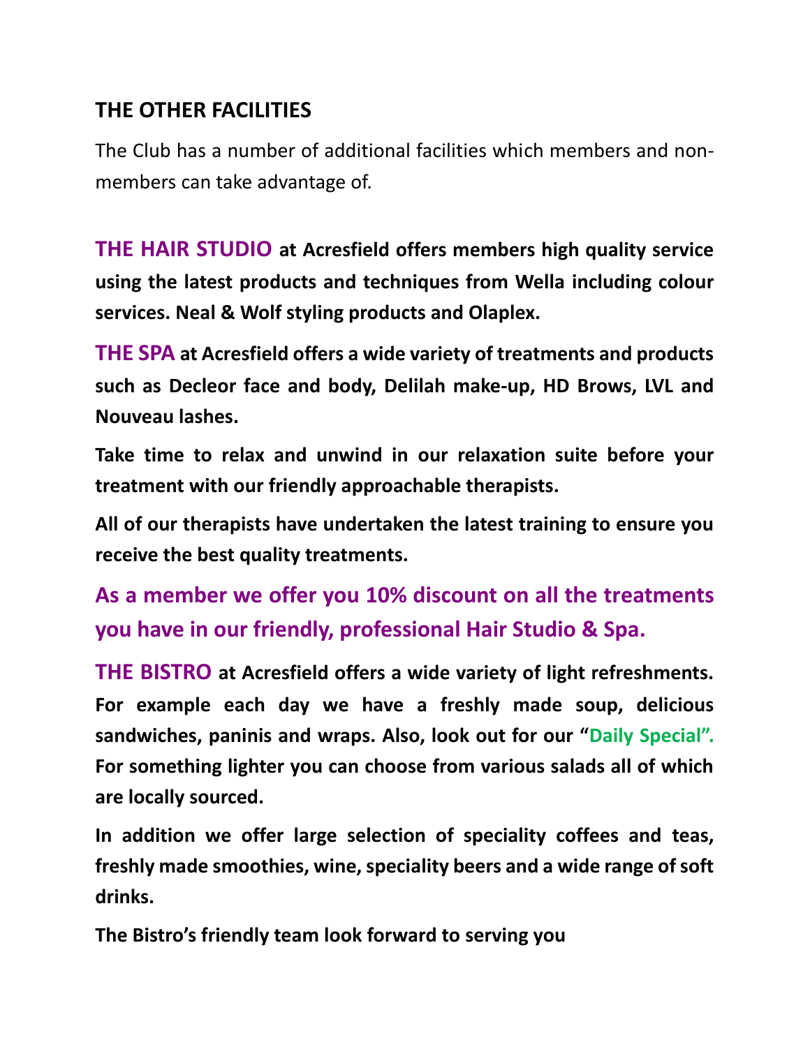## THE OTHER FACILITIES

The Club has a number of additional facilities which members and non-members can take advantage of.

**THE HAIR STUDIO at Acresfield offers members high quality service using the latest products and techniques from Wella including colour services. Neal & Wolf styling products and Olaplex.**

**THE SPA at Acresfield offers a wide variety of treatments and products such as Decleor face and body, Delilah make-up, HD Brows, LVL and Nouveau lashes.**

**Take time to relax and unwind in our relaxation suite before your treatment with our friendly approachable therapists.**

**All of our therapists have undertaken the latest training to ensure you receive the best quality treatments.**

**As a member we offer you 10% discount on all the treatments you have in our friendly, professional Hair Studio & Spa.**

**THE BISTRO at Acresfield offers a wide variety of light refreshments. For example each day we have a freshly made soup, delicious sandwiches, paninis and wraps. Also, look out for our "Daily Special". For something lighter you can choose from various salads all of which are locally sourced.**

**In addition we offer large selection of speciality coffees and teas, freshly made smoothies, wine, speciality beers and a wide range of soft drinks.**

**The Bistro's friendly team look forward to serving you**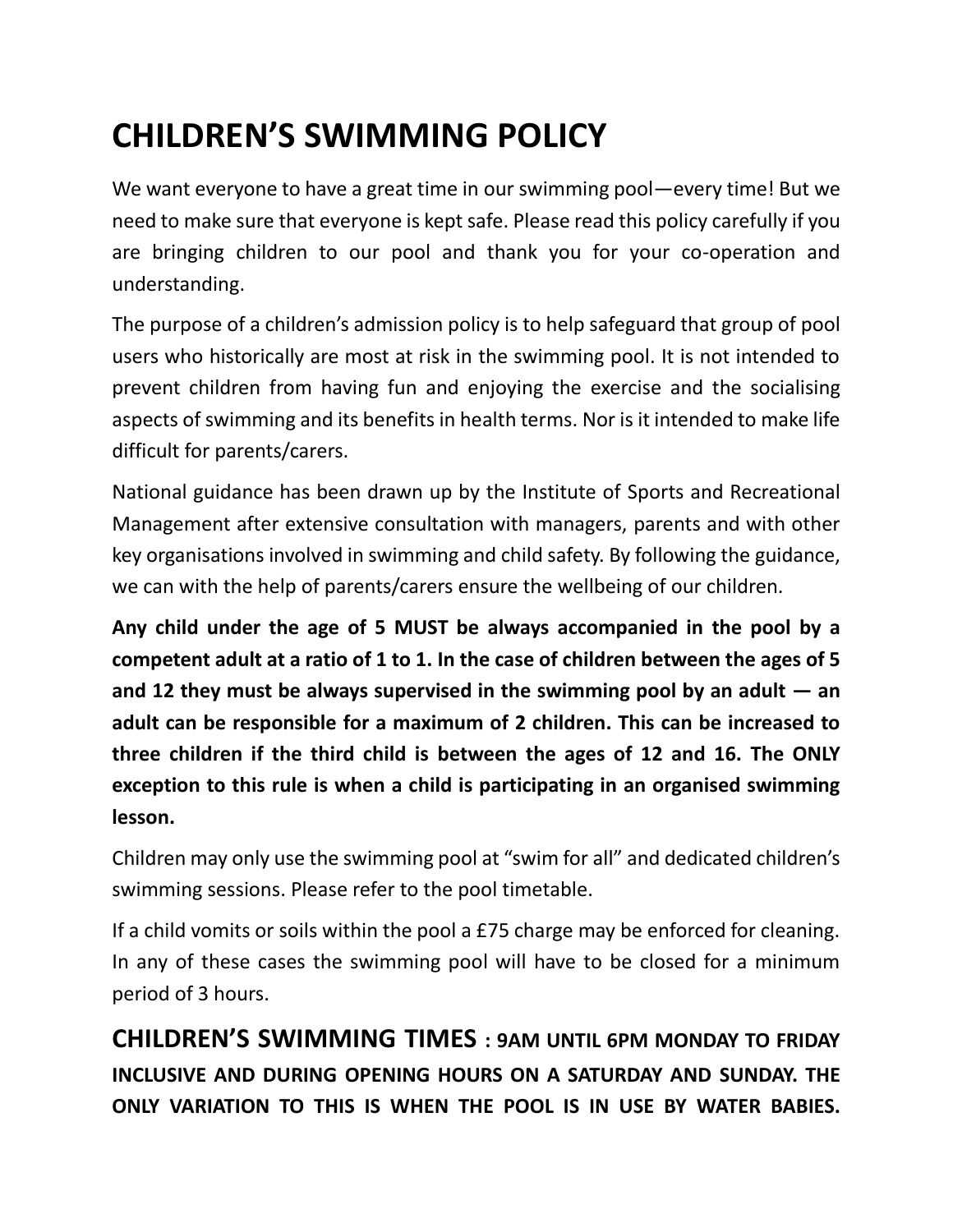# CHILDREN'S SWIMMING POLICY

We want everyone to have a great time in our swimming pool—every time! But we need to make sure that everyone is kept safe. Please read this policy carefully if you are bringing children to our pool and thank you for your co-operation and understanding.

The purpose of a children's admission policy is to help safeguard that group of pool users who historically are most at risk in the swimming pool. It is not intended to prevent children from having fun and enjoying the exercise and the socialising aspects of swimming and its benefits in health terms. Nor is it intended to make life difficult for parents/carers.

National guidance has been drawn up by the Institute of Sports and Recreational Management after extensive consultation with managers, parents and with other key organisations involved in swimming and child safety. By following the guidance, we can with the help of parents/carers ensure the wellbeing of our children.

**Any child under the age of 5 MUST be always accompanied in the pool by a competent adult at a ratio of 1 to 1. In the case of children between the ages of 5 and 12 they must be always supervised in the swimming pool by an adult — an adult can be responsible for a maximum of 2 children. This can be increased to three children if the third child is between the ages of 12 and 16. The ONLY exception to this rule is when a child is participating in an organised swimming lesson.**

Children may only use the swimming pool at "swim for all" and dedicated children's swimming sessions. Please refer to the pool timetable.

If a child vomits or soils within the pool a £75 charge may be enforced for cleaning. In any of these cases the swimming pool will have to be closed for a minimum period of 3 hours.

**CHILDREN'S SWIMMING TIMES : 9AM UNTIL 6PM MONDAY TO FRIDAY INCLUSIVE AND DURING OPENING HOURS ON A SATURDAY AND SUNDAY. THE ONLY VARIATION TO THIS IS WHEN THE POOL IS IN USE BY WATER BABIES.**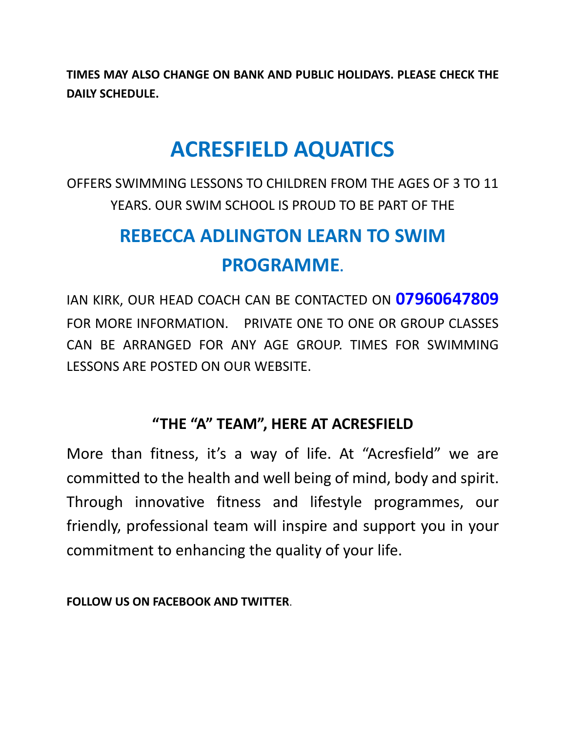**TIMES MAY ALSO CHANGE ON BANK AND PUBLIC HOLIDAYS. PLEASE CHECK THE DAILY SCHEDULE.**

# ACRESFIELD AQUATICS

OFFERS SWIMMING LESSONS TO CHILDREN FROM THE AGES OF 3 TO 11 YEARS. OUR SWIM SCHOOL IS PROUD TO BE PART OF THE

## REBECCA ADLINGTON LEARN TO SWIM PROGRAMME.

IAN KIRK, OUR HEAD COACH CAN BE CONTACTED ON **07960647809** FOR MORE INFORMATION. PRIVATE ONE TO ONE OR GROUP CLASSES CAN BE ARRANGED FOR ANY AGE GROUP. TIMES FOR SWIMMING LESSONS ARE POSTED ON OUR WEBSITE.

### "THE "A" TEAM", HERE AT ACRESFIELD

More than fitness, it's a way of life. At "Acresfield" we are committed to the health and well being of mind, body and spirit. Through innovative fitness and lifestyle programmes, our friendly, professional team will inspire and support you in your commitment to enhancing the quality of your life.

**FOLLOW US ON FACEBOOK AND TWITTER**.